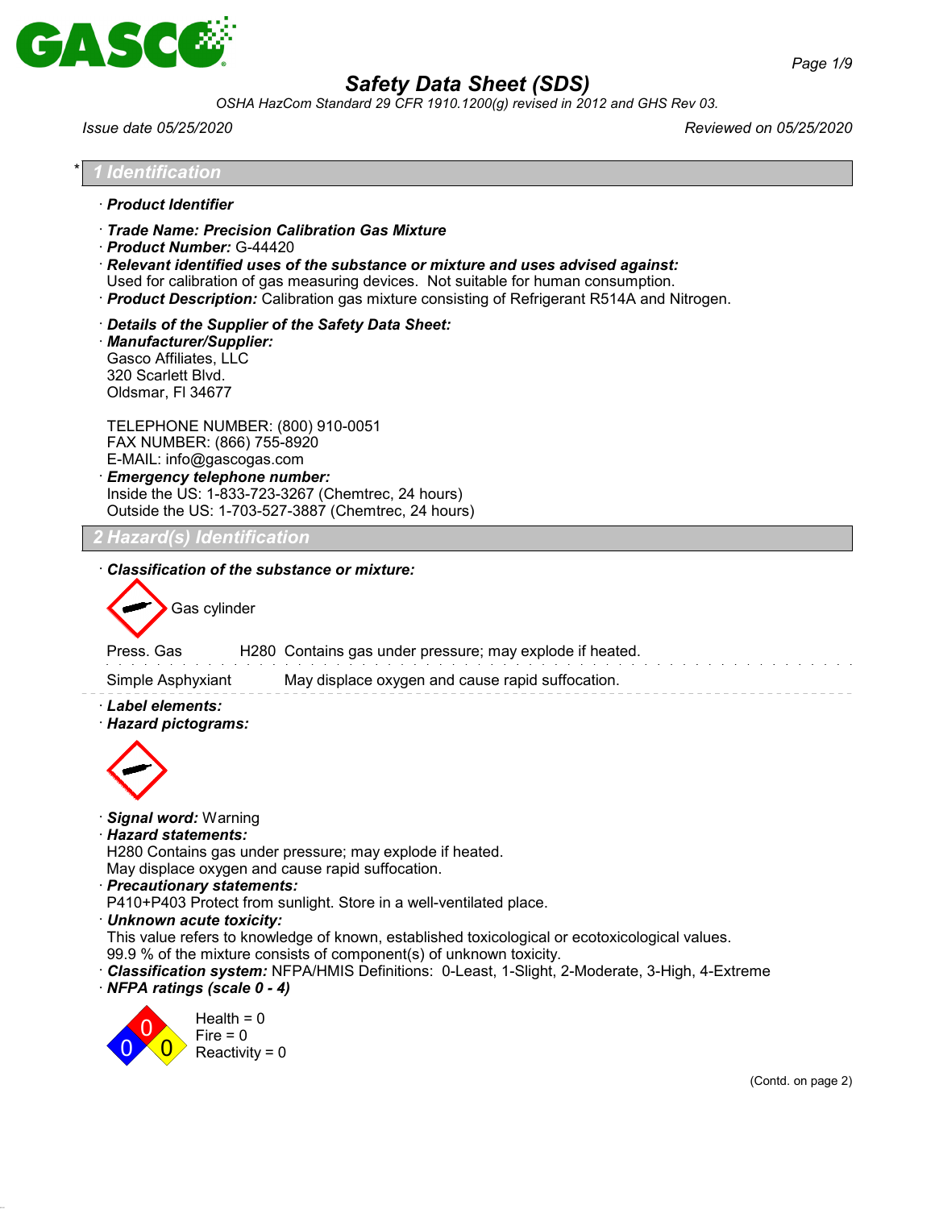# Safety Data Sheet (SDS)

*OSHA HazCom Standard 29 CFR 1910.1200(g) revised in 2012 and GHS Rev 03.*

*Issue date 05/25/2020* *Reviewed on 05/25/2020*

## 1 Identification

· ***Product Identifier***

· ***Trade Name: Precision Calibration Gas Mixture***
· ***Product Number:*** G-44420
· ***Relevant identified uses of the substance or mixture and uses advised against:***
Used for calibration of gas measuring devices. Not suitable for human consumption.
· ***Product Description:*** Calibration gas mixture consisting of Refrigerant R514A and Nitrogen.

· ***Details of the Supplier of the Safety Data Sheet:***
· ***Manufacturer/Supplier:***
Gasco Affiliates, LLC
320 Scarlett Blvd.
Oldsmar, Fl 34677

TELEPHONE NUMBER: (800) 910-0051
FAX NUMBER: (866) 755-8920
E-MAIL: info@gascogas.com
· ***Emergency telephone number:***
Inside the US: 1-833-723-3267 (Chemtrec, 24 hours)
Outside the US: 1-703-527-3887 (Chemtrec, 24 hours)

## 2 Hazard(s) Identification

· ***Classification of the substance or mixture:***

Gas cylinder

| | | |
|---|---|---|
| Press. Gas | H280 | Contains gas under pressure; may explode if heated. |
| Simple Asphyxiant | | May displace oxygen and cause rapid suffocation. |

· ***Label elements:***
· ***Hazard pictograms:***

· ***Signal word:*** Warning
· ***Hazard statements:***
H280 Contains gas under pressure; may explode if heated.
May displace oxygen and cause rapid suffocation.
· ***Precautionary statements:***
P410+P403 Protect from sunlight. Store in a well-ventilated place.
· ***Unknown acute toxicity:***
This value refers to knowledge of known, established toxicological or ecotoxicological values.
99.9 % of the mixture consists of component(s) of unknown toxicity.
· ***Classification system:*** NFPA/HMIS Definitions: 0-Least, 1-Slight, 2-Moderate, 3-High, 4-Extreme
· ***NFPA ratings (scale 0 - 4)***

Health = 0
Fire = 0
Reactivity = 0

(Contd. on page 2)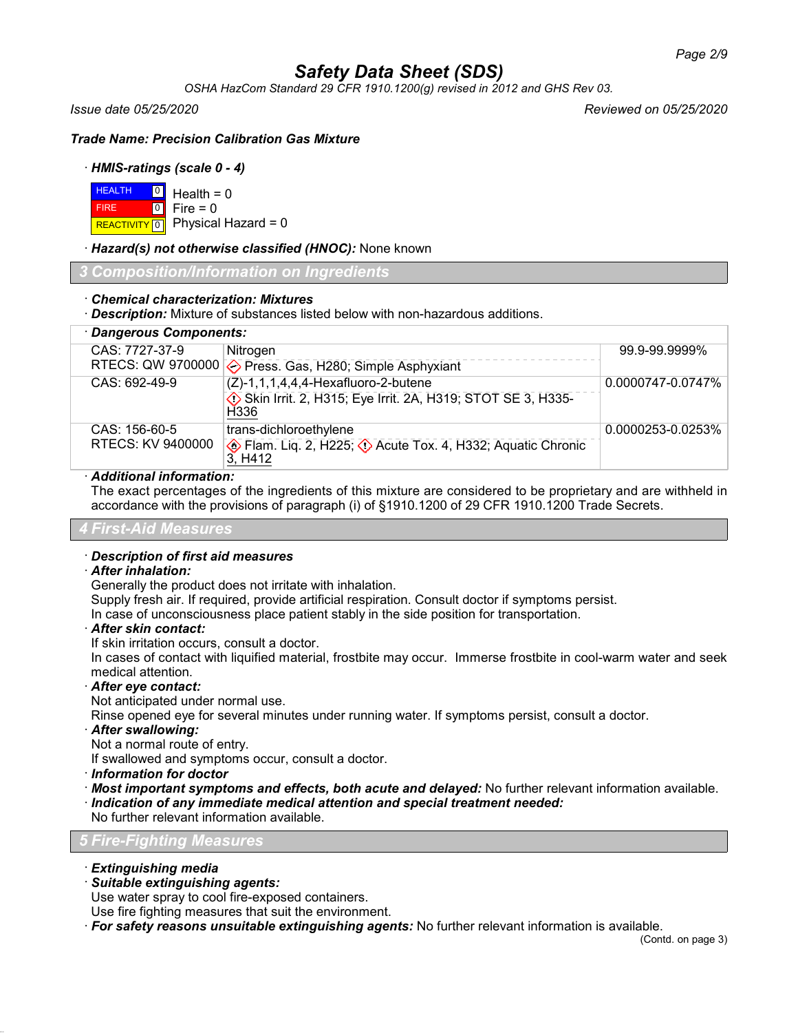# Safety Data Sheet (SDS)

*OSHA HazCom Standard 29 CFR 1910.1200(g) revised in 2012 and GHS Rev 03.*

*Issue date 05/25/2020* *Reviewed on 05/25/2020*

***Trade Name: Precision Calibration Gas Mixture***

· ***HMIS-ratings (scale 0 - 4)***

| | | |
|---|---|---|
| HEALTH | 0 | Health = 0 |
| FIRE | 0 | Fire = 0 |
| REACTIVITY | 0 | Physical Hazard = 0 |

· ***Hazard(s) not otherwise classified (HNOC):*** None known

## 3 Composition/Information on Ingredients

· ***Chemical characterization: Mixtures***
· ***Description:*** Mixture of substances listed below with non-hazardous additions.

· ***Dangerous Components:***

| | | |
|---|---|---|
| CAS: 7727-37-9<br>RTECS: QW 9700000 | Nitrogen<br>Press. Gas, H280; Simple Asphyxiant | 99.9-99.9999% |
| CAS: 692-49-9 | (Z)-1,1,1,4,4,4-Hexafluoro-2-butene<br>Skin Irrit. 2, H315; Eye Irrit. 2A, H319; STOT SE 3, H335-H336 | 0.0000747-0.0747% |
| CAS: 156-60-5<br>RTECS: KV 9400000 | trans-dichloroethylene<br>Flam. Liq. 2, H225; Acute Tox. 4, H332; Aquatic Chronic 3, H412 | 0.0000253-0.0253% |

· ***Additional information:***
The exact percentages of the ingredients of this mixture are considered to be proprietary and are withheld in accordance with the provisions of paragraph (i) of §1910.1200 of 29 CFR 1910.1200 Trade Secrets.

## 4 First-Aid Measures

· ***Description of first aid measures***
· ***After inhalation:***
Generally the product does not irritate with inhalation.
Supply fresh air. If required, provide artificial respiration. Consult doctor if symptoms persist.
In case of unconsciousness place patient stably in the side position for transportation.
· ***After skin contact:***
If skin irritation occurs, consult a doctor.
In cases of contact with liquified material, frostbite may occur. Immerse frostbite in cool-warm water and seek medical attention.
· ***After eye contact:***
Not anticipated under normal use.
Rinse opened eye for several minutes under running water. If symptoms persist, consult a doctor.
· ***After swallowing:***
Not a normal route of entry.
If swallowed and symptoms occur, consult a doctor.
· ***Information for doctor***
· ***Most important symptoms and effects, both acute and delayed:*** No further relevant information available.
· ***Indication of any immediate medical attention and special treatment needed:***
No further relevant information available.

## 5 Fire-Fighting Measures

· ***Extinguishing media***
· ***Suitable extinguishing agents:***
Use water spray to cool fire-exposed containers.
Use fire fighting measures that suit the environment.
· ***For safety reasons unsuitable extinguishing agents:*** No further relevant information is available.

(Contd. on page 3)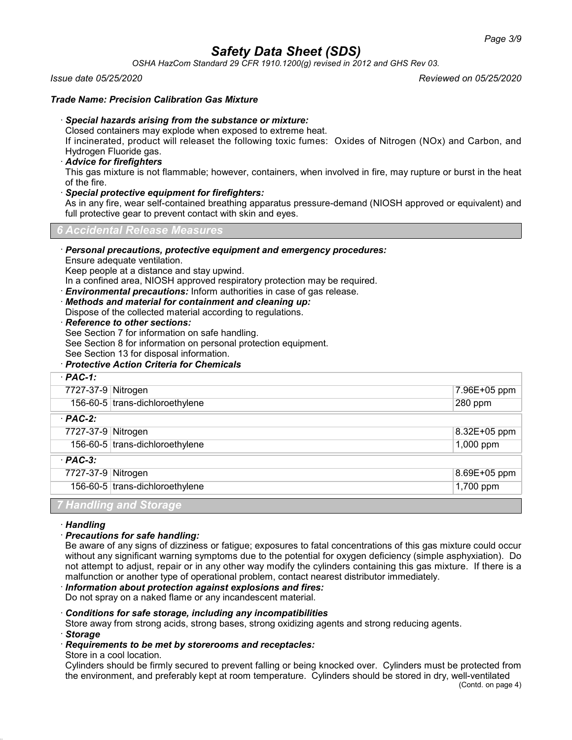## Safety Data Sheet (SDS)

*OSHA HazCom Standard 29 CFR 1910.1200(g) revised in 2012 and GHS Rev 03.*

*Issue date 05/25/2020* *Reviewed on 05/25/2020*

***Trade Name: Precision Calibration Gas Mixture***

· ***Special hazards arising from the substance or mixture:***
Closed containers may explode when exposed to extreme heat.
If incinerated, product will releaset the following toxic fumes: Oxides of Nitrogen (NOx) and Carbon, and Hydrogen Fluoride gas.

· ***Advice for firefighters***
This gas mixture is not flammable; however, containers, when involved in fire, may rupture or burst in the heat of the fire.

· ***Special protective equipment for firefighters:***
As in any fire, wear self-contained breathing apparatus pressure-demand (NIOSH approved or equivalent) and full protective gear to prevent contact with skin and eyes.

## 6 Accidental Release Measures

· ***Personal precautions, protective equipment and emergency procedures:***
Ensure adequate ventilation.
Keep people at a distance and stay upwind.
In a confined area, NIOSH approved respiratory protection may be required.

· ***Environmental precautions:*** Inform authorities in case of gas release.

· ***Methods and material for containment and cleaning up:***
Dispose of the collected material according to regulations.

· ***Reference to other sections:***
See Section 7 for information on safe handling.
See Section 8 for information on personal protection equipment.
See Section 13 for disposal information.

· ***Protective Action Criteria for Chemicals***

| · ***PAC-1:*** | | |
|---|---|---|
| 7727-37-9 | Nitrogen | 7.96E+05 ppm |
| 156-60-5 | trans-dichloroethylene | 280 ppm |
| · ***PAC-2:*** | | |
| 7727-37-9 | Nitrogen | 8.32E+05 ppm |
| 156-60-5 | trans-dichloroethylene | 1,000 ppm |
| · ***PAC-3:*** | | |
| 7727-37-9 | Nitrogen | 8.69E+05 ppm |
| 156-60-5 | trans-dichloroethylene | 1,700 ppm |

## 7 Handling and Storage

· ***Handling***

· ***Precautions for safe handling:***
Be aware of any signs of dizziness or fatigue; exposures to fatal concentrations of this gas mixture could occur without any significant warning symptoms due to the potential for oxygen deficiency (simple asphyxiation). Do not attempt to adjust, repair or in any other way modify the cylinders containing this gas mixture. If there is a malfunction or another type of operational problem, contact nearest distributor immediately.

· ***Information about protection against explosions and fires:***
Do not spray on a naked flame or any incandescent material.

· ***Conditions for safe storage, including any incompatibilities***
Store away from strong acids, strong bases, strong oxidizing agents and strong reducing agents.

· ***Storage***

· ***Requirements to be met by storerooms and receptacles:***
Store in a cool location.
Cylinders should be firmly secured to prevent falling or being knocked over. Cylinders must be protected from the environment, and preferably kept at room temperature. Cylinders should be stored in dry, well-ventilated

(Contd. on page 4)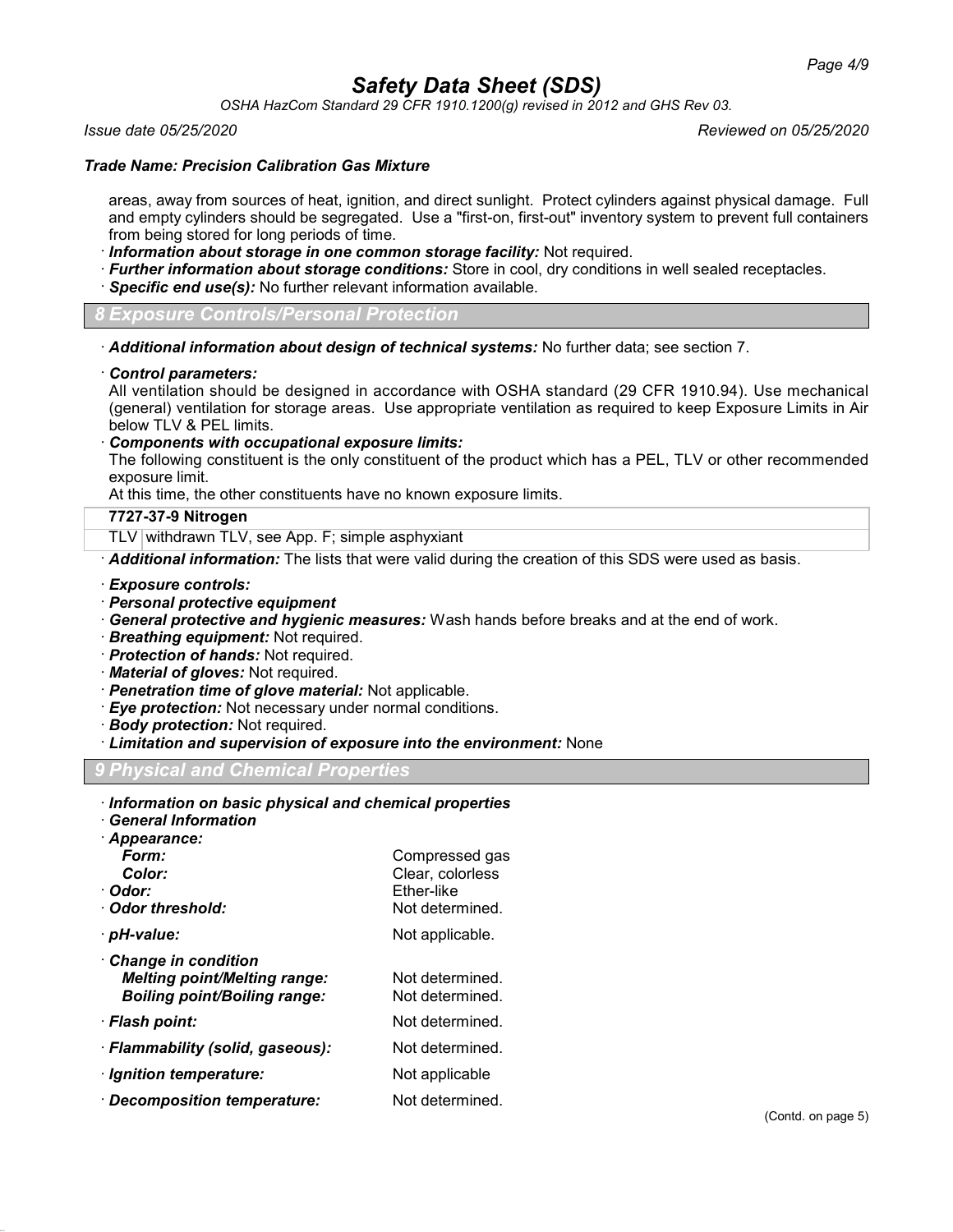areas, away from sources of heat, ignition, and direct sunlight. Protect cylinders against physical damage. Full and empty cylinders should be segregated. Use a "first-on, first-out" inventory system to prevent full containers from being stored for long periods of time.

· ***Information about storage in one common storage facility:*** Not required.
· ***Further information about storage conditions:*** Store in cool, dry conditions in well sealed receptacles.
· ***Specific end use(s):*** No further relevant information available.

## 8 Exposure Controls/Personal Protection

· ***Additional information about design of technical systems:*** No further data; see section 7.

· ***Control parameters:***
All ventilation should be designed in accordance with OSHA standard (29 CFR 1910.94). Use mechanical (general) ventilation for storage areas. Use appropriate ventilation as required to keep Exposure Limits in Air below TLV & PEL limits.

· ***Components with occupational exposure limits:***
The following constituent is the only constituent of the product which has a PEL, TLV or other recommended exposure limit.
At this time, the other constituents have no known exposure limits.

| **7727-37-9 Nitrogen** | |
|---|---|
| TLV | withdrawn TLV, see App. F; simple asphyxiant |

· ***Additional information:*** The lists that were valid during the creation of this SDS were used as basis.

· ***Exposure controls:***
· ***Personal protective equipment***
· ***General protective and hygienic measures:*** Wash hands before breaks and at the end of work.
· ***Breathing equipment:*** Not required.
· ***Protection of hands:*** Not required.
· ***Material of gloves:*** Not required.
· ***Penetration time of glove material:*** Not applicable.
· ***Eye protection:*** Not necessary under normal conditions.
· ***Body protection:*** Not required.
· ***Limitation and supervision of exposure into the environment:*** None

## 9 Physical and Chemical Properties

· ***Information on basic physical and chemical properties***
· ***General Information***

| | |
|---|---|
| · ***Appearance:*** | |
| ***Form:*** | Compressed gas |
| ***Color:*** | Clear, colorless |
| · ***Odor:*** | Ether-like |
| · ***Odor threshold:*** | Not determined. |
| · ***pH-value:*** | Not applicable. |
| · ***Change in condition*** | |
| ***Melting point/Melting range:*** | Not determined. |
| ***Boiling point/Boiling range:*** | Not determined. |
| · ***Flash point:*** | Not determined. |
| · ***Flammability (solid, gaseous):*** | Not determined. |
| · ***Ignition temperature:*** | Not applicable |
| · ***Decomposition temperature:*** | Not determined. |

(Contd. on page 5)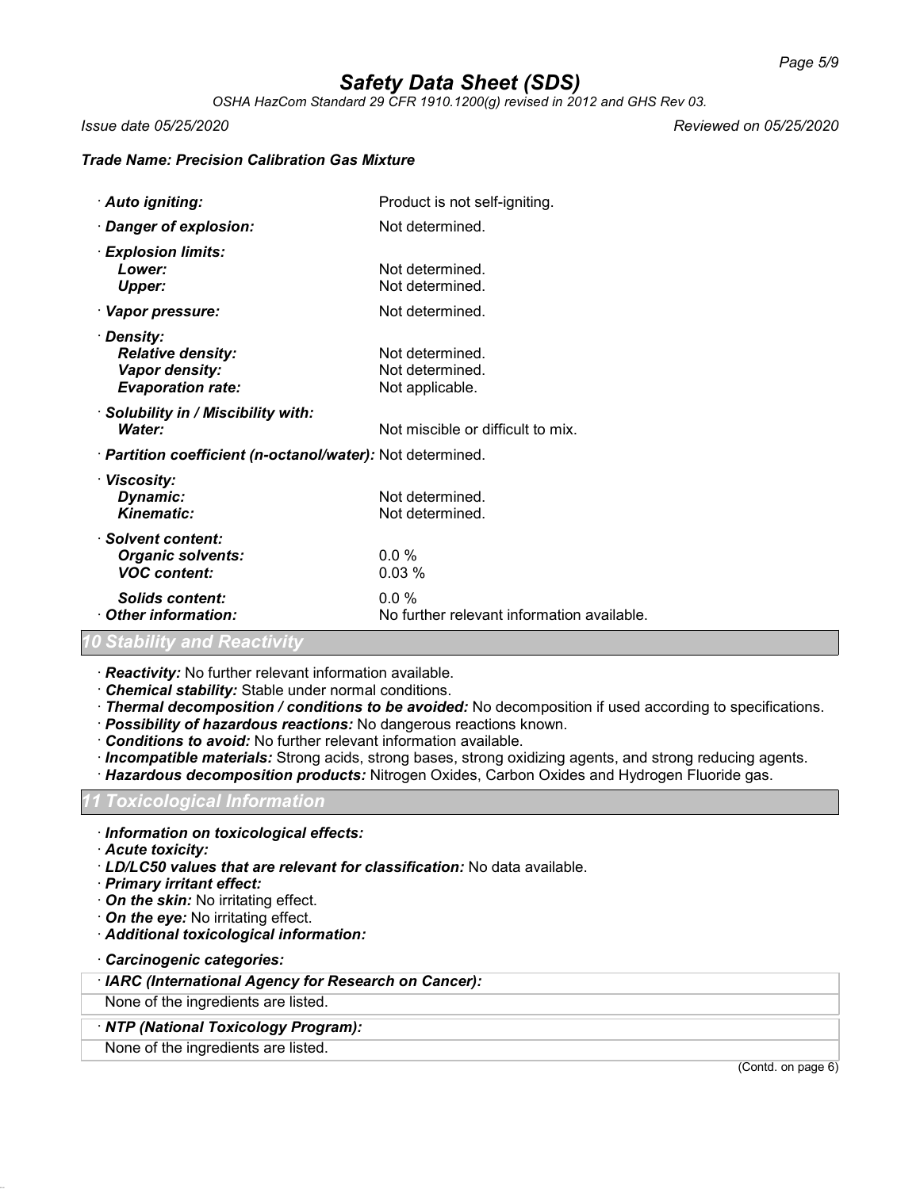## Safety Data Sheet (SDS)

*OSHA HazCom Standard 29 CFR 1910.1200(g) revised in 2012 and GHS Rev 03.*

*Issue date 05/25/2020* *Reviewed on 05/25/2020*

***Trade Name: Precision Calibration Gas Mixture***

· ***Auto igniting:*** Product is not self-igniting.

· ***Danger of explosion:*** Not determined.

· ***Explosion limits:***
***Lower:*** Not determined.
***Upper:*** Not determined.

· ***Vapor pressure:*** Not determined.

· ***Density:***
***Relative density:*** Not determined.
***Vapor density:*** Not determined.
***Evaporation rate:*** Not applicable.

· ***Solubility in / Miscibility with:***
***Water:*** Not miscible or difficult to mix.

· ***Partition coefficient (n-octanol/water):*** Not determined.

· ***Viscosity:***
***Dynamic:*** Not determined.
***Kinematic:*** Not determined.

· ***Solvent content:***
***Organic solvents:*** 0.0 %
***VOC content:*** 0.03 %

***Solids content:*** 0.0 %

· ***Other information:*** No further relevant information available.

## *10 Stability and Reactivity*

· ***Reactivity:*** No further relevant information available.
· ***Chemical stability:*** Stable under normal conditions.
· ***Thermal decomposition / conditions to be avoided:*** No decomposition if used according to specifications.
· ***Possibility of hazardous reactions:*** No dangerous reactions known.
· ***Conditions to avoid:*** No further relevant information available.
· ***Incompatible materials:*** Strong acids, strong bases, strong oxidizing agents, and strong reducing agents.
· ***Hazardous decomposition products:*** Nitrogen Oxides, Carbon Oxides and Hydrogen Fluoride gas.

## *11 Toxicological Information*

· ***Information on toxicological effects:***
· ***Acute toxicity:***
· ***LD/LC50 values that are relevant for classification:*** No data available.
· ***Primary irritant effect:***
· ***On the skin:*** No irritating effect.
· ***On the eye:*** No irritating effect.
· ***Additional toxicological information:***

· ***Carcinogenic categories:***

| · ***IARC (International Agency for Research on Cancer):*** |
|---|
| None of the ingredients are listed. |

| · ***NTP (National Toxicology Program):*** |
|---|
| None of the ingredients are listed. |

(Contd. on page 6)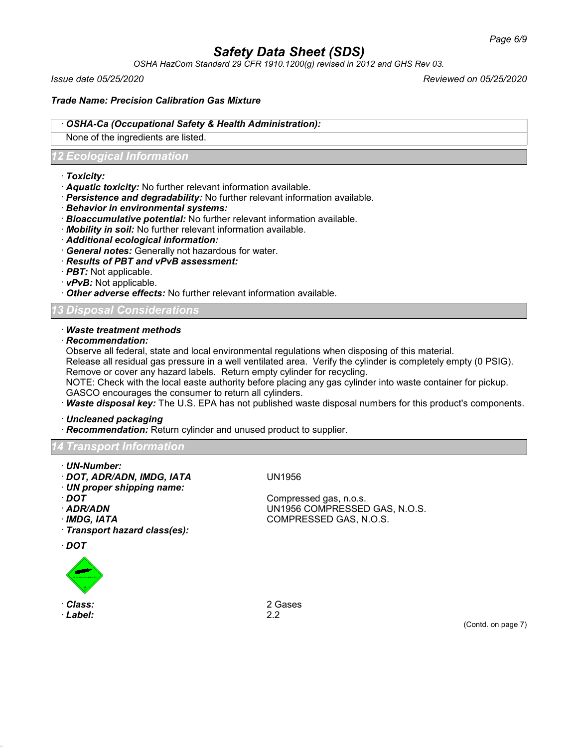· ***OSHA-Ca (Occupational Safety & Health Administration):***

None of the ingredients are listed.

## 12 Ecological Information

· ***Toxicity:***
· ***Aquatic toxicity:*** No further relevant information available.
· ***Persistence and degradability:*** No further relevant information available.
· ***Behavior in environmental systems:***
· ***Bioaccumulative potential:*** No further relevant information available.
· ***Mobility in soil:*** No further relevant information available.
· ***Additional ecological information:***
· ***General notes:*** Generally not hazardous for water.
· ***Results of PBT and vPvB assessment:***
· ***PBT:*** Not applicable.
· ***vPvB:*** Not applicable.
· ***Other adverse effects:*** No further relevant information available.

## 13 Disposal Considerations

· ***Waste treatment methods***
· ***Recommendation:***

Observe all federal, state and local environmental regulations when disposing of this material.
Release all residual gas pressure in a well ventilated area. Verify the cylinder is completely empty (0 PSIG).
Remove or cover any hazard labels. Return empty cylinder for recycling.
NOTE: Check with the local easte authority before placing any gas cylinder into waste container for pickup.
GASCO encourages the consumer to return all cylinders.

· ***Waste disposal key:*** The U.S. EPA has not published waste disposal numbers for this product's components.

· ***Uncleaned packaging***
· ***Recommendation:*** Return cylinder and unused product to supplier.

## 14 Transport Information

· ***UN-Number:***
· ***DOT, ADR/ADN, IMDG, IATA*** UN1956
· ***UN proper shipping name:***
· ***DOT*** Compressed gas, n.o.s.
· ***ADR/ADN*** UN1956 COMPRESSED GAS, N.O.S.
· ***IMDG, IATA*** COMPRESSED GAS, N.O.S.
· ***Transport hazard class(es):***

· ***DOT***

· ***Class:*** 2 Gases
· ***Label:*** 2.2

(Contd. on page 7)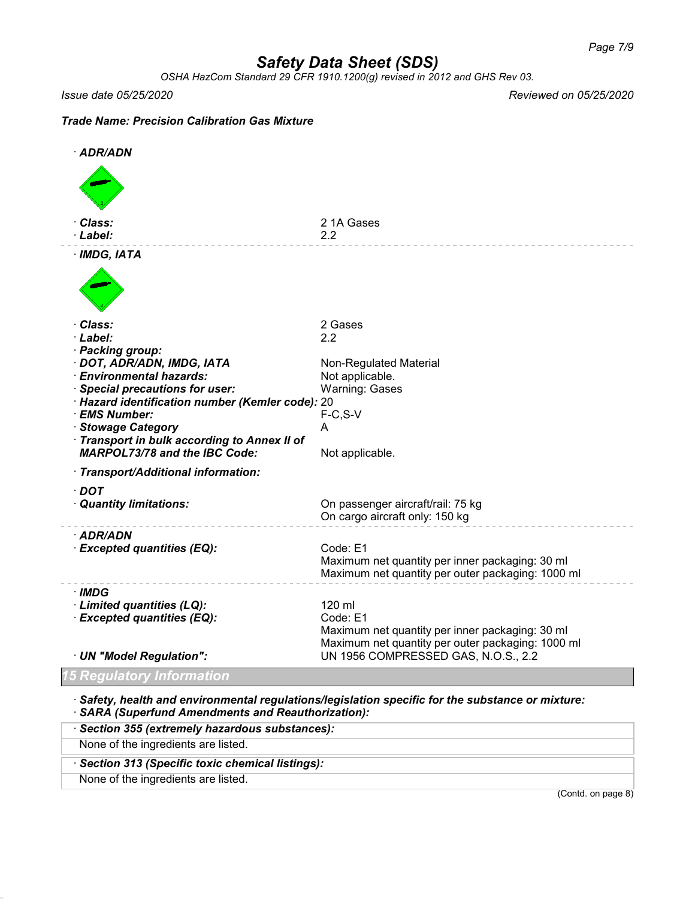**Trade Name: Precision Calibration Gas Mixture**

· **ADR/ADN**

· **Class:** 2 1A Gases
· **Label:** 2.2

· **IMDG, IATA**

· **Class:** 2 Gases
· **Label:** 2.2
· **Packing group:**
· **DOT, ADR/ADN, IMDG, IATA** Non-Regulated Material
· **Environmental hazards:** Not applicable.
· **Special precautions for user:** Warning: Gases
· **Hazard identification number (Kemler code):** 20
· **EMS Number:** F-C,S-V
· **Stowage Category** A
· **Transport in bulk according to Annex II of MARPOL73/78 and the IBC Code:** Not applicable.

· **Transport/Additional information:**

· **DOT**
· **Quantity limitations:** On passenger aircraft/rail: 75 kg
On cargo aircraft only: 150 kg

· **ADR/ADN**
· **Excepted quantities (EQ):** Code: E1
Maximum net quantity per inner packaging: 30 ml
Maximum net quantity per outer packaging: 1000 ml

· **IMDG**
· **Limited quantities (LQ):** 120 ml
· **Excepted quantities (EQ):** Code: E1
Maximum net quantity per inner packaging: 30 ml
Maximum net quantity per outer packaging: 1000 ml
· **UN "Model Regulation":** UN 1956 COMPRESSED GAS, N.O.S., 2.2

## 15 Regulatory Information

· **Safety, health and environmental regulations/legislation specific for the substance or mixture:**
· **SARA (Superfund Amendments and Reauthorization):**

· **Section 355 (extremely hazardous substances):**
None of the ingredients are listed.

· **Section 313 (Specific toxic chemical listings):**
None of the ingredients are listed.

(Contd. on page 8)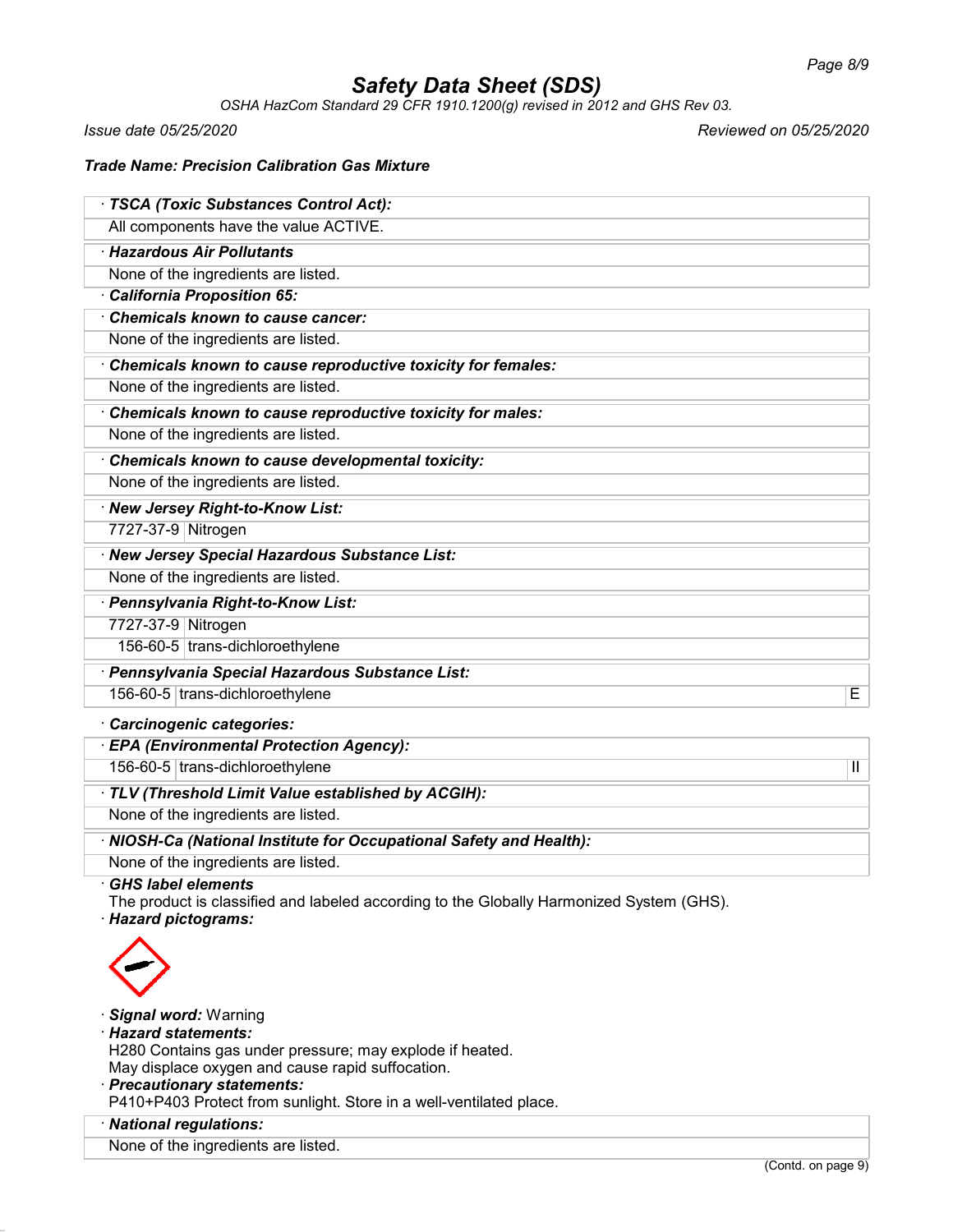# Safety Data Sheet (SDS)

*OSHA HazCom Standard 29 CFR 1910.1200(g) revised in 2012 and GHS Rev 03.*

*Issue date 05/25/2020* *Reviewed on 05/25/2020*

**Trade Name: Precision Calibration Gas Mixture**

· **TSCA (Toxic Substances Control Act):**

All components have the value ACTIVE.

· **Hazardous Air Pollutants**

None of the ingredients are listed.

· **California Proposition 65:**

· **Chemicals known to cause cancer:**

None of the ingredients are listed.

· **Chemicals known to cause reproductive toxicity for females:**

None of the ingredients are listed.

· **Chemicals known to cause reproductive toxicity for males:**

None of the ingredients are listed.

· **Chemicals known to cause developmental toxicity:**

None of the ingredients are listed.

· **New Jersey Right-to-Know List:**

| | |
|---|---|
| 7727-37-9 | Nitrogen |

· **New Jersey Special Hazardous Substance List:**

None of the ingredients are listed.

· **Pennsylvania Right-to-Know List:**

| | |
|---|---|
| 7727-37-9 | Nitrogen |
| 156-60-5 | trans-dichloroethylene |

· **Pennsylvania Special Hazardous Substance List:**

| | | |
|---|---|---|
| 156-60-5 | trans-dichloroethylene | E |

· **Carcinogenic categories:**

· **EPA (Environmental Protection Agency):**

| | | |
|---|---|---|
| 156-60-5 | trans-dichloroethylene | II |

· **TLV (Threshold Limit Value established by ACGIH):**

None of the ingredients are listed.

· **NIOSH-Ca (National Institute for Occupational Safety and Health):**

None of the ingredients are listed.

· **GHS label elements**

The product is classified and labeled according to the Globally Harmonized System (GHS).

· **Hazard pictograms:**

· **Signal word:** Warning

· **Hazard statements:**

H280 Contains gas under pressure; may explode if heated.

May displace oxygen and cause rapid suffocation.

· **Precautionary statements:**

P410+P403 Protect from sunlight. Store in a well-ventilated place.

· **National regulations:**

None of the ingredients are listed.

(Contd. on page 9)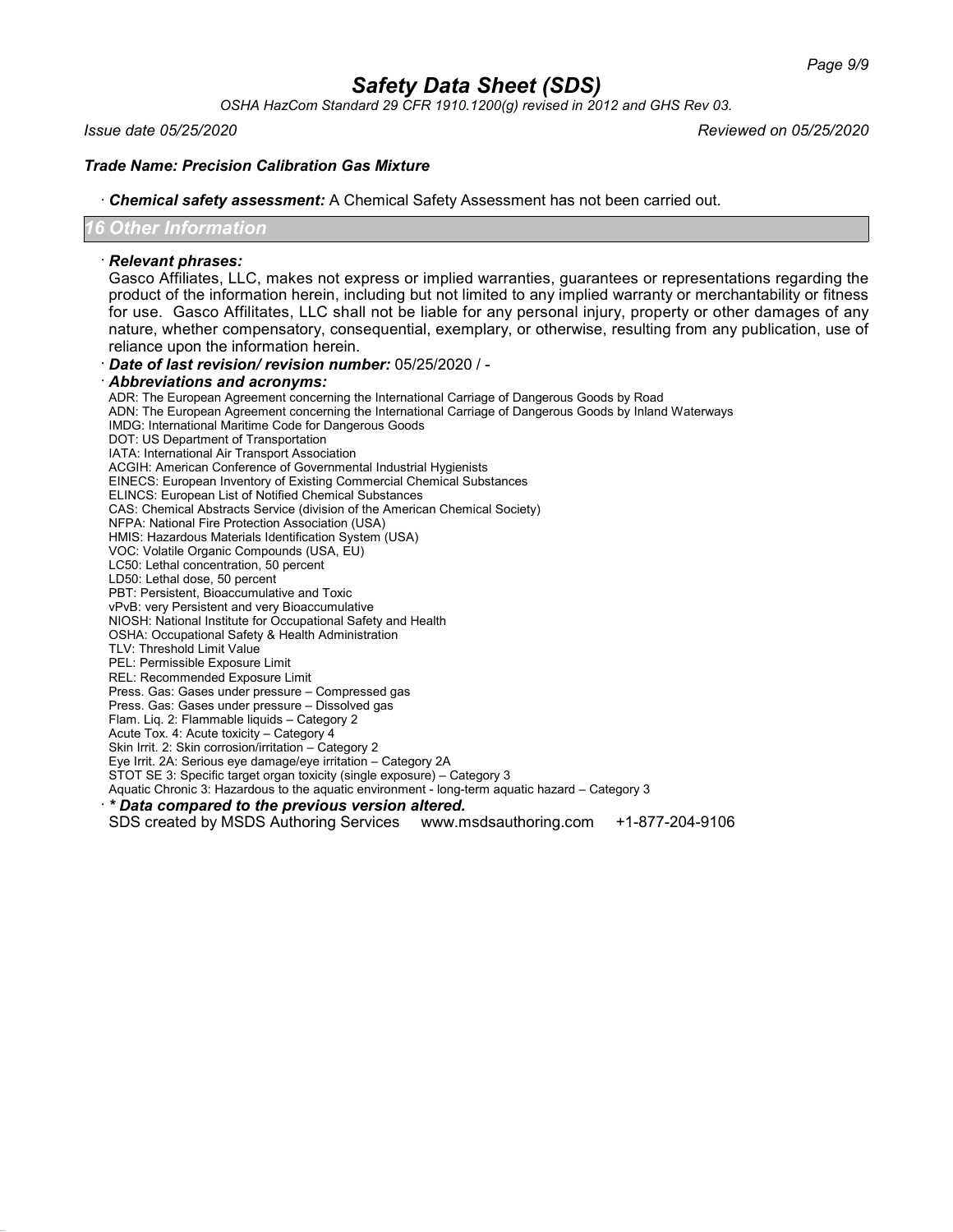· ***Chemical safety assessment:*** A Chemical Safety Assessment has not been carried out.

## 16 Other Information

· ***Relevant phrases:***

Gasco Affiliates, LLC, makes not express or implied warranties, guarantees or representations regarding the product of the information herein, including but not limited to any implied warranty or merchantability or fitness for use. Gasco Affilitates, LLC shall not be liable for any personal injury, property or other damages of any nature, whether compensatory, consequential, exemplary, or otherwise, resulting from any publication, use of reliance upon the information herein.

· ***Date of last revision/ revision number:*** 05/25/2020 / -

· ***Abbreviations and acronyms:***

ADR: The European Agreement concerning the International Carriage of Dangerous Goods by Road
ADN: The European Agreement concerning the International Carriage of Dangerous Goods by Inland Waterways
IMDG: International Maritime Code for Dangerous Goods
DOT: US Department of Transportation
IATA: International Air Transport Association
ACGIH: American Conference of Governmental Industrial Hygienists
EINECS: European Inventory of Existing Commercial Chemical Substances
ELINCS: European List of Notified Chemical Substances
CAS: Chemical Abstracts Service (division of the American Chemical Society)
NFPA: National Fire Protection Association (USA)
HMIS: Hazardous Materials Identification System (USA)
VOC: Volatile Organic Compounds (USA, EU)
LC50: Lethal concentration, 50 percent
LD50: Lethal dose, 50 percent
PBT: Persistent, Bioaccumulative and Toxic
vPvB: very Persistent and very Bioaccumulative
NIOSH: National Institute for Occupational Safety and Health
OSHA: Occupational Safety & Health Administration
TLV: Threshold Limit Value
PEL: Permissible Exposure Limit
REL: Recommended Exposure Limit
Press. Gas: Gases under pressure – Compressed gas
Press. Gas: Gases under pressure – Dissolved gas
Flam. Liq. 2: Flammable liquids – Category 2
Acute Tox. 4: Acute toxicity – Category 4
Skin Irrit. 2: Skin corrosion/irritation – Category 2
Eye Irrit. 2A: Serious eye damage/eye irritation – Category 2A
STOT SE 3: Specific target organ toxicity (single exposure) – Category 3
Aquatic Chronic 3: Hazardous to the aquatic environment - long-term aquatic hazard – Category 3

· ***\* Data compared to the previous version altered.***

SDS created by MSDS Authoring Services www.msdsauthoring.com +1-877-204-9106